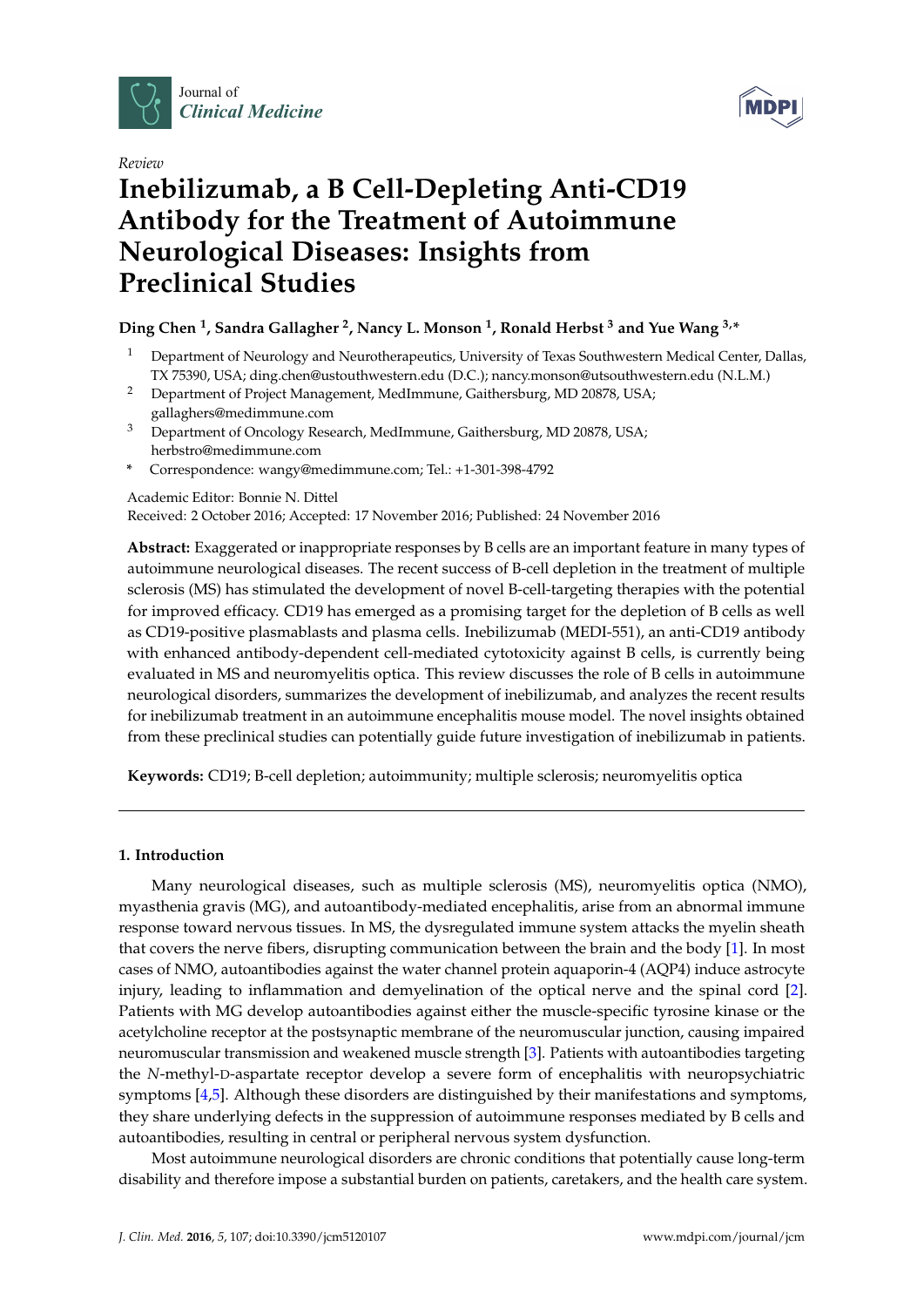Review

# Inebilizumab, a B Cell-Depleting Anti-CD19 Antibody for the Treatment of Autoimmune Neurological Diseases: Insights from Preclinical Studies

**Ding Chen [1], Sandra Gallagher [2], Nancy L. Monson [1], Ronald Herbst [3] and Yue Wang [3,*]**

1. Department of Neurology and Neurotherapeutics, University of Texas Southwestern Medical Center, Dallas, TX 75390, USA; ding.chen@ustouthwestern.edu (D.C.); nancy.monson@utsouthwestern.edu (N.L.M.)
2. Department of Project Management, MedImmune, Gaithersburg, MD 20878, USA; gallaghers@medimmune.com
3. Department of Oncology Research, MedImmune, Gaithersburg, MD 20878, USA; herbstro@medimmune.com

\* Correspondence: wangy@medimmune.com; Tel.: +1-301-398-4792

Academic Editor: Bonnie N. Dittel
Received: 2 October 2016; Accepted: 17 November 2016; Published: 24 November 2016

**Abstract:** Exaggerated or inappropriate responses by B cells are an important feature in many types of autoimmune neurological diseases. The recent success of B-cell depletion in the treatment of multiple sclerosis (MS) has stimulated the development of novel B-cell-targeting therapies with the potential for improved efficacy. CD19 has emerged as a promising target for the depletion of B cells as well as CD19-positive plasmablasts and plasma cells. Inebilizumab (MEDI-551), an anti-CD19 antibody with enhanced antibody-dependent cell-mediated cytotoxicity against B cells, is currently being evaluated in MS and neuromyelitis optica. This review discusses the role of B cells in autoimmune neurological disorders, summarizes the development of inebilizumab, and analyzes the recent results for inebilizumab treatment in an autoimmune encephalitis mouse model. The novel insights obtained from these preclinical studies can potentially guide future investigation of inebilizumab in patients.

**Keywords:** CD19; B-cell depletion; autoimmunity; multiple sclerosis; neuromyelitis optica

## 1. Introduction

Many neurological diseases, such as multiple sclerosis (MS), neuromyelitis optica (NMO), myasthenia gravis (MG), and autoantibody-mediated encephalitis, arise from an abnormal immune response toward nervous tissues. In MS, the dysregulated immune system attacks the myelin sheath that covers the nerve fibers, disrupting communication between the brain and the body [1]. In most cases of NMO, autoantibodies against the water channel protein aquaporin-4 (AQP4) induce astrocyte injury, leading to inflammation and demyelination of the optical nerve and the spinal cord [2]. Patients with MG develop autoantibodies against either the muscle-specific tyrosine kinase or the acetylcholine receptor at the postsynaptic membrane of the neuromuscular junction, causing impaired neuromuscular transmission and weakened muscle strength [3]. Patients with autoantibodies targeting the *N*-methyl-D-aspartate receptor develop a severe form of encephalitis with neuropsychiatric symptoms [4,5]. Although these disorders are distinguished by their manifestations and symptoms, they share underlying defects in the suppression of autoimmune responses mediated by B cells and autoantibodies, resulting in central or peripheral nervous system dysfunction.

Most autoimmune neurological disorders are chronic conditions that potentially cause long-term disability and therefore impose a substantial burden on patients, caretakers, and the health care system.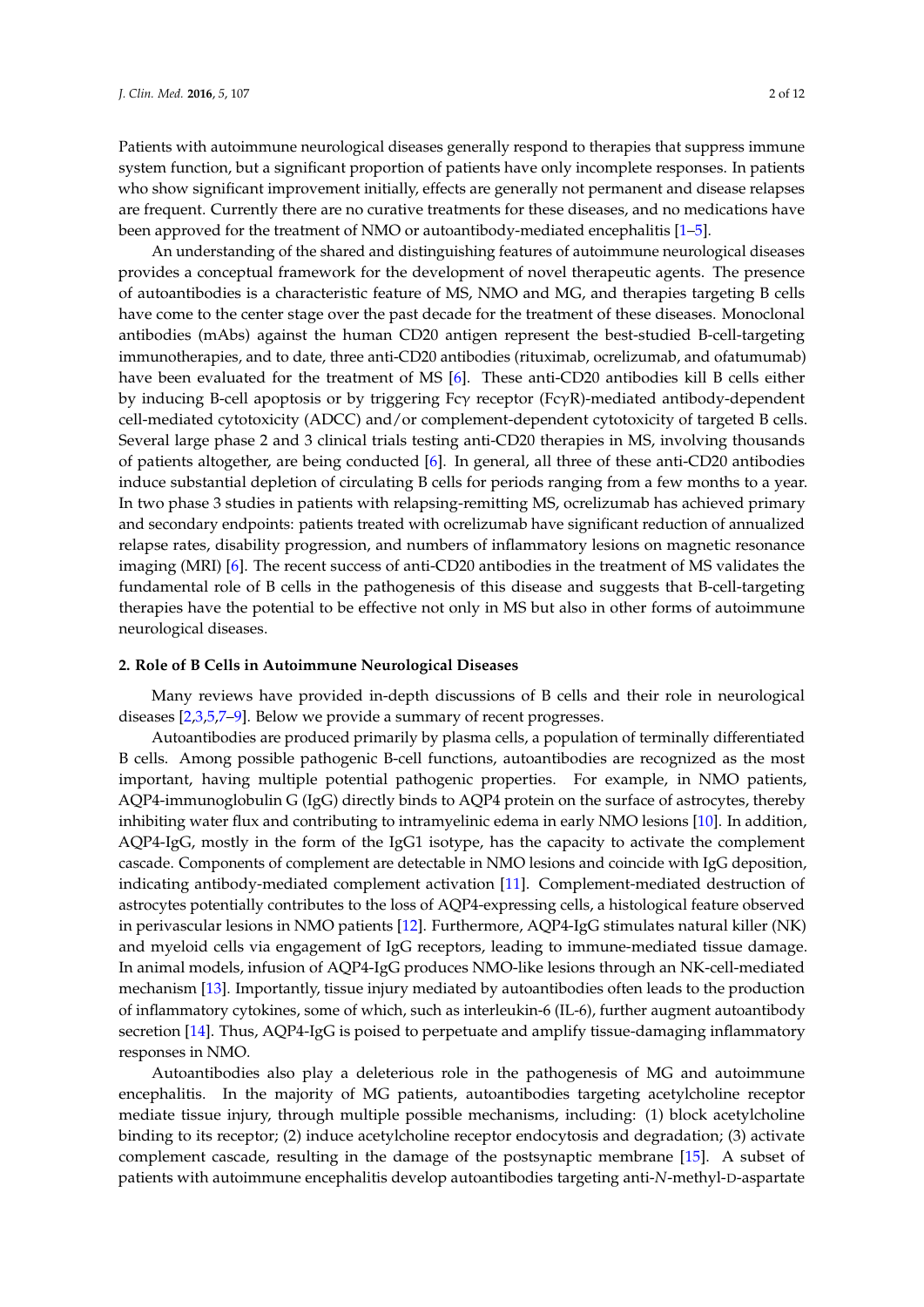Patients with autoimmune neurological diseases generally respond to therapies that suppress immune system function, but a significant proportion of patients have only incomplete responses. In patients who show significant improvement initially, effects are generally not permanent and disease relapses are frequent. Currently there are no curative treatments for these diseases, and no medications have been approved for the treatment of NMO or autoantibody-mediated encephalitis [1–5].

An understanding of the shared and distinguishing features of autoimmune neurological diseases provides a conceptual framework for the development of novel therapeutic agents. The presence of autoantibodies is a characteristic feature of MS, NMO and MG, and therapies targeting B cells have come to the center stage over the past decade for the treatment of these diseases. Monoclonal antibodies (mAbs) against the human CD20 antigen represent the best-studied B-cell-targeting immunotherapies, and to date, three anti-CD20 antibodies (rituximab, ocrelizumab, and ofatumumab) have been evaluated for the treatment of MS [6]. These anti-CD20 antibodies kill B cells either by inducing B-cell apoptosis or by triggering Fcγ receptor (FcγR)-mediated antibody-dependent cell-mediated cytotoxicity (ADCC) and/or complement-dependent cytotoxicity of targeted B cells. Several large phase 2 and 3 clinical trials testing anti-CD20 therapies in MS, involving thousands of patients altogether, are being conducted [6]. In general, all three of these anti-CD20 antibodies induce substantial depletion of circulating B cells for periods ranging from a few months to a year. In two phase 3 studies in patients with relapsing-remitting MS, ocrelizumab has achieved primary and secondary endpoints: patients treated with ocrelizumab have significant reduction of annualized relapse rates, disability progression, and numbers of inflammatory lesions on magnetic resonance imaging (MRI) [6]. The recent success of anti-CD20 antibodies in the treatment of MS validates the fundamental role of B cells in the pathogenesis of this disease and suggests that B-cell-targeting therapies have the potential to be effective not only in MS but also in other forms of autoimmune neurological diseases.

## 2. Role of B Cells in Autoimmune Neurological Diseases

Many reviews have provided in-depth discussions of B cells and their role in neurological diseases [2,3,5,7–9]. Below we provide a summary of recent progresses.

Autoantibodies are produced primarily by plasma cells, a population of terminally differentiated B cells. Among possible pathogenic B-cell functions, autoantibodies are recognized as the most important, having multiple potential pathogenic properties. For example, in NMO patients, AQP4-immunoglobulin G (IgG) directly binds to AQP4 protein on the surface of astrocytes, thereby inhibiting water flux and contributing to intramyelinic edema in early NMO lesions [10]. In addition, AQP4-IgG, mostly in the form of the IgG1 isotype, has the capacity to activate the complement cascade. Components of complement are detectable in NMO lesions and coincide with IgG deposition, indicating antibody-mediated complement activation [11]. Complement-mediated destruction of astrocytes potentially contributes to the loss of AQP4-expressing cells, a histological feature observed in perivascular lesions in NMO patients [12]. Furthermore, AQP4-IgG stimulates natural killer (NK) and myeloid cells via engagement of IgG receptors, leading to immune-mediated tissue damage. In animal models, infusion of AQP4-IgG produces NMO-like lesions through an NK-cell-mediated mechanism [13]. Importantly, tissue injury mediated by autoantibodies often leads to the production of inflammatory cytokines, some of which, such as interleukin-6 (IL-6), further augment autoantibody secretion [14]. Thus, AQP4-IgG is poised to perpetuate and amplify tissue-damaging inflammatory responses in NMO.

Autoantibodies also play a deleterious role in the pathogenesis of MG and autoimmune encephalitis. In the majority of MG patients, autoantibodies targeting acetylcholine receptor mediate tissue injury, through multiple possible mechanisms, including: (1) block acetylcholine binding to its receptor; (2) induce acetylcholine receptor endocytosis and degradation; (3) activate complement cascade, resulting in the damage of the postsynaptic membrane [15]. A subset of patients with autoimmune encephalitis develop autoantibodies targeting anti-*N*-methyl-D-aspartate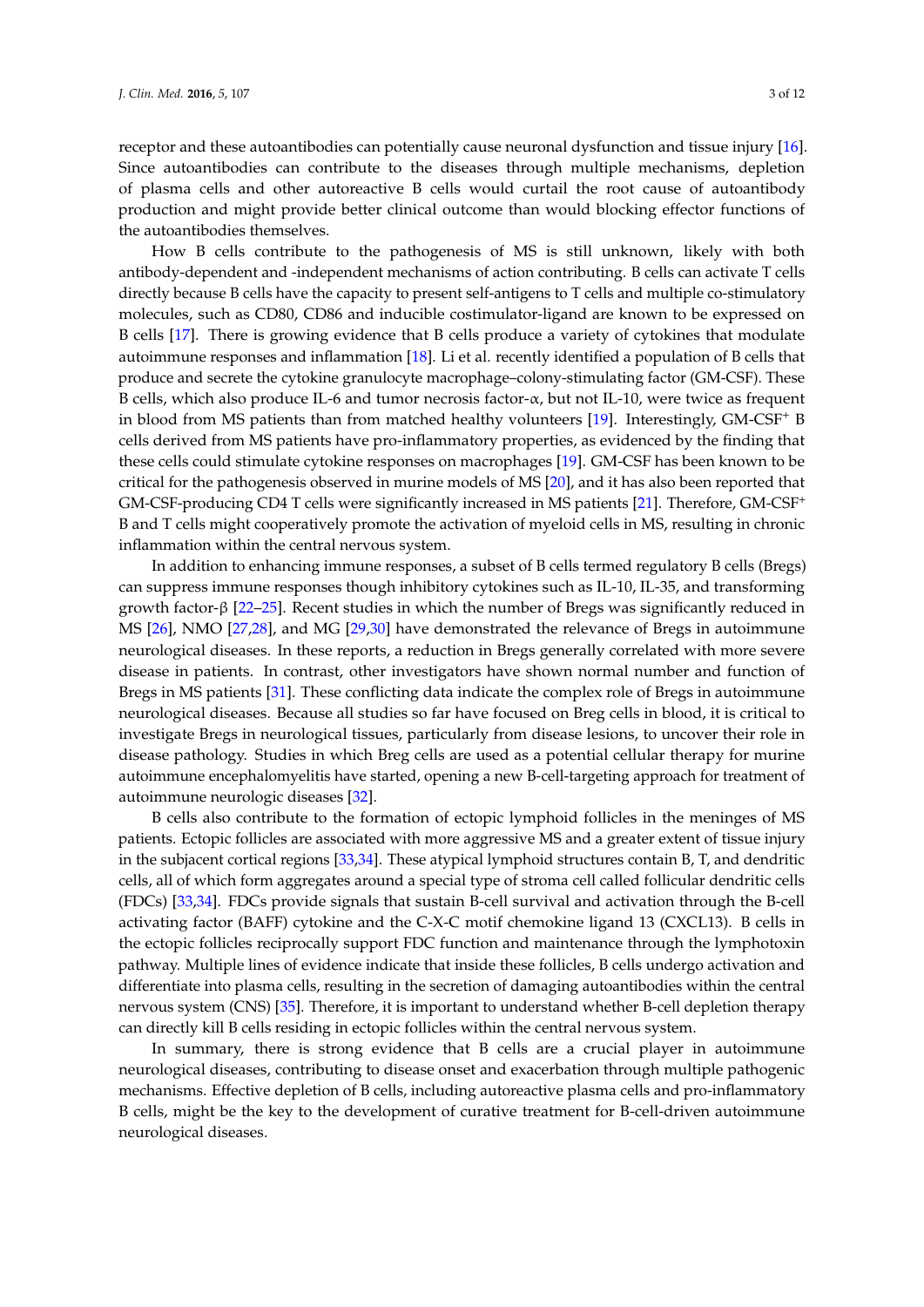receptor and these autoantibodies can potentially cause neuronal dysfunction and tissue injury [16]. Since autoantibodies can contribute to the diseases through multiple mechanisms, depletion of plasma cells and other autoreactive B cells would curtail the root cause of autoantibody production and might provide better clinical outcome than would blocking effector functions of the autoantibodies themselves.

How B cells contribute to the pathogenesis of MS is still unknown, likely with both antibody-dependent and -independent mechanisms of action contributing. B cells can activate T cells directly because B cells have the capacity to present self-antigens to T cells and multiple co-stimulatory molecules, such as CD80, CD86 and inducible costimulator-ligand are known to be expressed on B cells [17]. There is growing evidence that B cells produce a variety of cytokines that modulate autoimmune responses and inflammation [18]. Li et al. recently identified a population of B cells that produce and secrete the cytokine granulocyte macrophage–colony-stimulating factor (GM-CSF). These B cells, which also produce IL-6 and tumor necrosis factor-α, but not IL-10, were twice as frequent in blood from MS patients than from matched healthy volunteers [19]. Interestingly, GM-CSF$^{+}$ B cells derived from MS patients have pro-inflammatory properties, as evidenced by the finding that these cells could stimulate cytokine responses on macrophages [19]. GM-CSF has been known to be critical for the pathogenesis observed in murine models of MS [20], and it has also been reported that GM-CSF-producing CD4 T cells were significantly increased in MS patients [21]. Therefore, GM-CSF$^{+}$ B and T cells might cooperatively promote the activation of myeloid cells in MS, resulting in chronic inflammation within the central nervous system.

In addition to enhancing immune responses, a subset of B cells termed regulatory B cells (Bregs) can suppress immune responses though inhibitory cytokines such as IL-10, IL-35, and transforming growth factor-β [22–25]. Recent studies in which the number of Bregs was significantly reduced in MS [26], NMO [27,28], and MG [29,30] have demonstrated the relevance of Bregs in autoimmune neurological diseases. In these reports, a reduction in Bregs generally correlated with more severe disease in patients. In contrast, other investigators have shown normal number and function of Bregs in MS patients [31]. These conflicting data indicate the complex role of Bregs in autoimmune neurological diseases. Because all studies so far have focused on Breg cells in blood, it is critical to investigate Bregs in neurological tissues, particularly from disease lesions, to uncover their role in disease pathology. Studies in which Breg cells are used as a potential cellular therapy for murine autoimmune encephalomyelitis have started, opening a new B-cell-targeting approach for treatment of autoimmune neurologic diseases [32].

B cells also contribute to the formation of ectopic lymphoid follicles in the meninges of MS patients. Ectopic follicles are associated with more aggressive MS and a greater extent of tissue injury in the subjacent cortical regions [33,34]. These atypical lymphoid structures contain B, T, and dendritic cells, all of which form aggregates around a special type of stroma cell called follicular dendritic cells (FDCs) [33,34]. FDCs provide signals that sustain B-cell survival and activation through the B-cell activating factor (BAFF) cytokine and the C-X-C motif chemokine ligand 13 (CXCL13). B cells in the ectopic follicles reciprocally support FDC function and maintenance through the lymphotoxin pathway. Multiple lines of evidence indicate that inside these follicles, B cells undergo activation and differentiate into plasma cells, resulting in the secretion of damaging autoantibodies within the central nervous system (CNS) [35]. Therefore, it is important to understand whether B-cell depletion therapy can directly kill B cells residing in ectopic follicles within the central nervous system.

In summary, there is strong evidence that B cells are a crucial player in autoimmune neurological diseases, contributing to disease onset and exacerbation through multiple pathogenic mechanisms. Effective depletion of B cells, including autoreactive plasma cells and pro-inflammatory B cells, might be the key to the development of curative treatment for B-cell-driven autoimmune neurological diseases.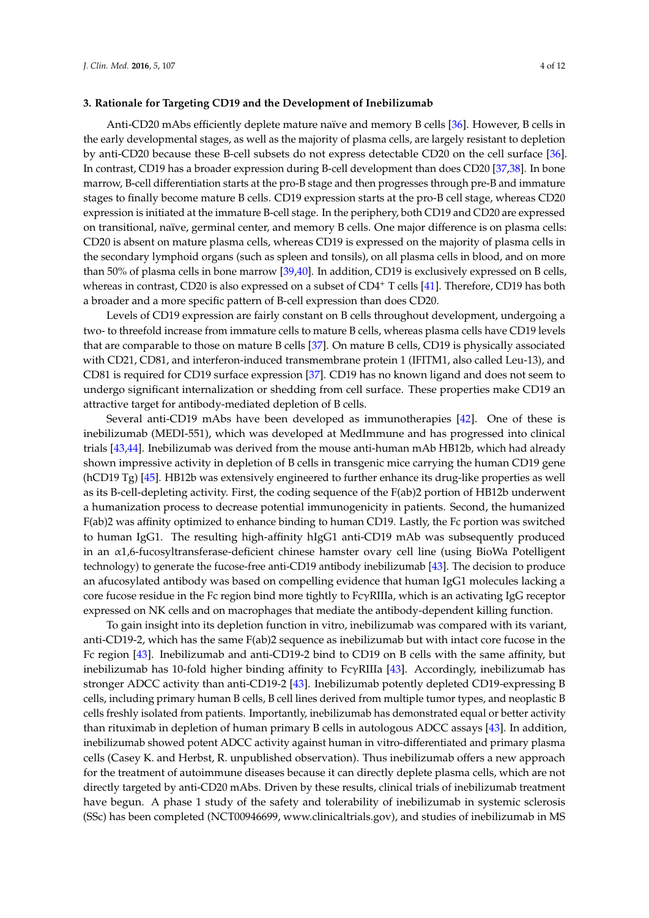### 3. Rationale for Targeting CD19 and the Development of Inebilizumab

Anti-CD20 mAbs efficiently deplete mature naïve and memory B cells [36]. However, B cells in the early developmental stages, as well as the majority of plasma cells, are largely resistant to depletion by anti-CD20 because these B-cell subsets do not express detectable CD20 on the cell surface [36]. In contrast, CD19 has a broader expression during B-cell development than does CD20 [37,38]. In bone marrow, B-cell differentiation starts at the pro-B stage and then progresses through pre-B and immature stages to finally become mature B cells. CD19 expression starts at the pro-B cell stage, whereas CD20 expression is initiated at the immature B-cell stage. In the periphery, both CD19 and CD20 are expressed on transitional, naïve, germinal center, and memory B cells. One major difference is on plasma cells: CD20 is absent on mature plasma cells, whereas CD19 is expressed on the majority of plasma cells in the secondary lymphoid organs (such as spleen and tonsils), on all plasma cells in blood, and on more than 50% of plasma cells in bone marrow [39,40]. In addition, CD19 is exclusively expressed on B cells, whereas in contrast, CD20 is also expressed on a subset of $CD4^+$ T cells [41]. Therefore, CD19 has both a broader and a more specific pattern of B-cell expression than does CD20.

Levels of CD19 expression are fairly constant on B cells throughout development, undergoing a two- to threefold increase from immature cells to mature B cells, whereas plasma cells have CD19 levels that are comparable to those on mature B cells [37]. On mature B cells, CD19 is physically associated with CD21, CD81, and interferon-induced transmembrane protein 1 (IFITM1, also called Leu-13), and CD81 is required for CD19 surface expression [37]. CD19 has no known ligand and does not seem to undergo significant internalization or shedding from cell surface. These properties make CD19 an attractive target for antibody-mediated depletion of B cells.

Several anti-CD19 mAbs have been developed as immunotherapies [42]. One of these is inebilizumab (MEDI-551), which was developed at MedImmune and has progressed into clinical trials [43,44]. Inebilizumab was derived from the mouse anti-human mAb HB12b, which had already shown impressive activity in depletion of B cells in transgenic mice carrying the human CD19 gene (hCD19 Tg) [45]. HB12b was extensively engineered to further enhance its drug-like properties as well as its B-cell-depleting activity. First, the coding sequence of the F(ab)2 portion of HB12b underwent a humanization process to decrease potential immunogenicity in patients. Second, the humanized F(ab)2 was affinity optimized to enhance binding to human CD19. Lastly, the Fc portion was switched to human IgG1. The resulting high-affinity hIgG1 anti-CD19 mAb was subsequently produced in an α1,6-fucosyltransferase-deficient chinese hamster ovary cell line (using BioWa Potelligent technology) to generate the fucose-free anti-CD19 antibody inebilizumab [43]. The decision to produce an afucosylated antibody was based on compelling evidence that human IgG1 molecules lacking a core fucose residue in the Fc region bind more tightly to FcγRIIIa, which is an activating IgG receptor expressed on NK cells and on macrophages that mediate the antibody-dependent killing function.

To gain insight into its depletion function in vitro, inebilizumab was compared with its variant, anti-CD19-2, which has the same F(ab)2 sequence as inebilizumab but with intact core fucose in the Fc region [43]. Inebilizumab and anti-CD19-2 bind to CD19 on B cells with the same affinity, but inebilizumab has 10-fold higher binding affinity to FcγRIIIa [43]. Accordingly, inebilizumab has stronger ADCC activity than anti-CD19-2 [43]. Inebilizumab potently depleted CD19-expressing B cells, including primary human B cells, B cell lines derived from multiple tumor types, and neoplastic B cells freshly isolated from patients. Importantly, inebilizumab has demonstrated equal or better activity than rituximab in depletion of human primary B cells in autologous ADCC assays [43]. In addition, inebilizumab showed potent ADCC activity against human in vitro-differentiated and primary plasma cells (Casey K. and Herbst, R. unpublished observation). Thus inebilizumab offers a new approach for the treatment of autoimmune diseases because it can directly deplete plasma cells, which are not directly targeted by anti-CD20 mAbs. Driven by these results, clinical trials of inebilizumab treatment have begun. A phase 1 study of the safety and tolerability of inebilizumab in systemic sclerosis (SSc) has been completed (NCT00946699, www.clinicaltrials.gov), and studies of inebilizumab in MS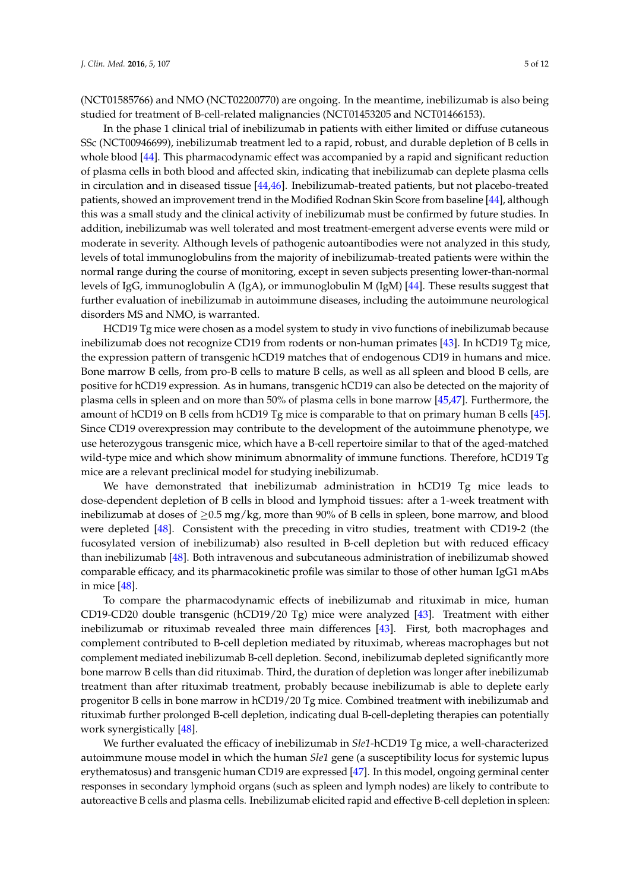(NCT01585766) and NMO (NCT02200770) are ongoing. In the meantime, inebilizumab is also being studied for treatment of B-cell-related malignancies (NCT01453205 and NCT01466153).

In the phase 1 clinical trial of inebilizumab in patients with either limited or diffuse cutaneous SSc (NCT00946699), inebilizumab treatment led to a rapid, robust, and durable depletion of B cells in whole blood [44]. This pharmacodynamic effect was accompanied by a rapid and significant reduction of plasma cells in both blood and affected skin, indicating that inebilizumab can deplete plasma cells in circulation and in diseased tissue [44,46]. Inebilizumab-treated patients, but not placebo-treated patients, showed an improvement trend in the Modified Rodnan Skin Score from baseline [44], although this was a small study and the clinical activity of inebilizumab must be confirmed by future studies. In addition, inebilizumab was well tolerated and most treatment-emergent adverse events were mild or moderate in severity. Although levels of pathogenic autoantibodies were not analyzed in this study, levels of total immunoglobulins from the majority of inebilizumab-treated patients were within the normal range during the course of monitoring, except in seven subjects presenting lower-than-normal levels of IgG, immunoglobulin A (IgA), or immunoglobulin M (IgM) [44]. These results suggest that further evaluation of inebilizumab in autoimmune diseases, including the autoimmune neurological disorders MS and NMO, is warranted.

HCD19 Tg mice were chosen as a model system to study in vivo functions of inebilizumab because inebilizumab does not recognize CD19 from rodents or non-human primates [43]. In hCD19 Tg mice, the expression pattern of transgenic hCD19 matches that of endogenous CD19 in humans and mice. Bone marrow B cells, from pro-B cells to mature B cells, as well as all spleen and blood B cells, are positive for hCD19 expression. As in humans, transgenic hCD19 can also be detected on the majority of plasma cells in spleen and on more than 50% of plasma cells in bone marrow [45,47]. Furthermore, the amount of hCD19 on B cells from hCD19 Tg mice is comparable to that on primary human B cells [45]. Since CD19 overexpression may contribute to the development of the autoimmune phenotype, we use heterozygous transgenic mice, which have a B-cell repertoire similar to that of the aged-matched wild-type mice and which show minimum abnormality of immune functions. Therefore, hCD19 Tg mice are a relevant preclinical model for studying inebilizumab.

We have demonstrated that inebilizumab administration in hCD19 Tg mice leads to dose-dependent depletion of B cells in blood and lymphoid tissues: after a 1-week treatment with inebilizumab at doses of $\geq$0.5 mg/kg, more than 90% of B cells in spleen, bone marrow, and blood were depleted [48]. Consistent with the preceding in vitro studies, treatment with CD19-2 (the fucosylated version of inebilizumab) also resulted in B-cell depletion but with reduced efficacy than inebilizumab [48]. Both intravenous and subcutaneous administration of inebilizumab showed comparable efficacy, and its pharmacokinetic profile was similar to those of other human IgG1 mAbs in mice [48].

To compare the pharmacodynamic effects of inebilizumab and rituximab in mice, human CD19-CD20 double transgenic (hCD19/20 Tg) mice were analyzed [43]. Treatment with either inebilizumab or rituximab revealed three main differences [43]. First, both macrophages and complement contributed to B-cell depletion mediated by rituximab, whereas macrophages but not complement mediated inebilizumab B-cell depletion. Second, inebilizumab depleted significantly more bone marrow B cells than did rituximab. Third, the duration of depletion was longer after inebilizumab treatment than after rituximab treatment, probably because inebilizumab is able to deplete early progenitor B cells in bone marrow in hCD19/20 Tg mice. Combined treatment with inebilizumab and rituximab further prolonged B-cell depletion, indicating dual B-cell-depleting therapies can potentially work synergistically [48].

We further evaluated the efficacy of inebilizumab in *Sle1*-hCD19 Tg mice, a well-characterized autoimmune mouse model in which the human *Sle1* gene (a susceptibility locus for systemic lupus erythematosus) and transgenic human CD19 are expressed [47]. In this model, ongoing germinal center responses in secondary lymphoid organs (such as spleen and lymph nodes) are likely to contribute to autoreactive B cells and plasma cells. Inebilizumab elicited rapid and effective B-cell depletion in spleen: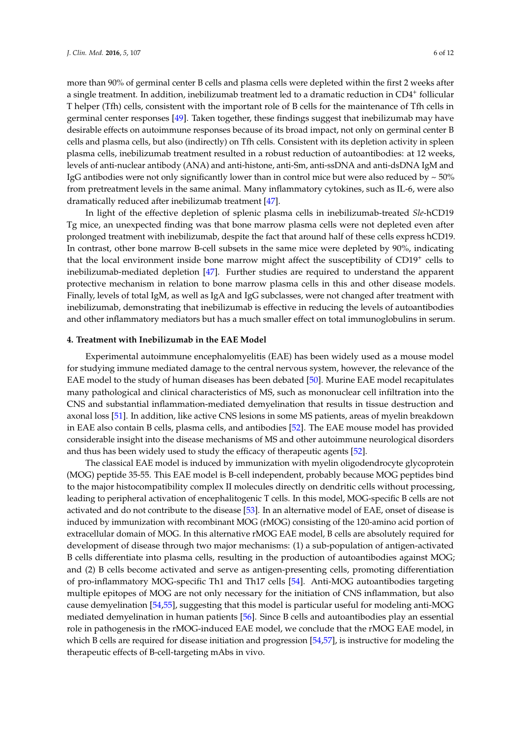more than 90% of germinal center B cells and plasma cells were depleted within the first 2 weeks after a single treatment. In addition, inebilizumab treatment led to a dramatic reduction in CD4$^+$ follicular T helper (Tfh) cells, consistent with the important role of B cells for the maintenance of Tfh cells in germinal center responses [49]. Taken together, these findings suggest that inebilizumab may have desirable effects on autoimmune responses because of its broad impact, not only on germinal center B cells and plasma cells, but also (indirectly) on Tfh cells. Consistent with its depletion activity in spleen plasma cells, inebilizumab treatment resulted in a robust reduction of autoantibodies: at 12 weeks, levels of anti-nuclear antibody (ANA) and anti-histone, anti-Sm, anti-ssDNA and anti-dsDNA IgM and IgG antibodies were not only significantly lower than in control mice but were also reduced by ~ 50% from pretreatment levels in the same animal. Many inflammatory cytokines, such as IL-6, were also dramatically reduced after inebilizumab treatment [47].

In light of the effective depletion of splenic plasma cells in inebilizumab-treated *Sle*-hCD19 Tg mice, an unexpected finding was that bone marrow plasma cells were not depleted even after prolonged treatment with inebilizumab, despite the fact that around half of these cells express hCD19. In contrast, other bone marrow B-cell subsets in the same mice were depleted by 90%, indicating that the local environment inside bone marrow might affect the susceptibility of CD19$^+$ cells to inebilizumab-mediated depletion [47]. Further studies are required to understand the apparent protective mechanism in relation to bone marrow plasma cells in this and other disease models. Finally, levels of total IgM, as well as IgA and IgG subclasses, were not changed after treatment with inebilizumab, demonstrating that inebilizumab is effective in reducing the levels of autoantibodies and other inflammatory mediators but has a much smaller effect on total immunoglobulins in serum.

#### 4. Treatment with Inebilizumab in the EAE Model

Experimental autoimmune encephalomyelitis (EAE) has been widely used as a mouse model for studying immune mediated damage to the central nervous system, however, the relevance of the EAE model to the study of human diseases has been debated [50]. Murine EAE model recapitulates many pathological and clinical characteristics of MS, such as mononuclear cell infiltration into the CNS and substantial inflammation-mediated demyelination that results in tissue destruction and axonal loss [51]. In addition, like active CNS lesions in some MS patients, areas of myelin breakdown in EAE also contain B cells, plasma cells, and antibodies [52]. The EAE mouse model has provided considerable insight into the disease mechanisms of MS and other autoimmune neurological disorders and thus has been widely used to study the efficacy of therapeutic agents [52].

The classical EAE model is induced by immunization with myelin oligodendrocyte glycoprotein (MOG) peptide 35-55. This EAE model is B-cell independent, probably because MOG peptides bind to the major histocompatibility complex II molecules directly on dendritic cells without processing, leading to peripheral activation of encephalitogenic T cells. In this model, MOG-specific B cells are not activated and do not contribute to the disease [53]. In an alternative model of EAE, onset of disease is induced by immunization with recombinant MOG (rMOG) consisting of the 120-amino acid portion of extracellular domain of MOG. In this alternative rMOG EAE model, B cells are absolutely required for development of disease through two major mechanisms: (1) a sub-population of antigen-activated B cells differentiate into plasma cells, resulting in the production of autoantibodies against MOG; and (2) B cells become activated and serve as antigen-presenting cells, promoting differentiation of pro-inflammatory MOG-specific Th1 and Th17 cells [54]. Anti-MOG autoantibodies targeting multiple epitopes of MOG are not only necessary for the initiation of CNS inflammation, but also cause demyelination [54,55], suggesting that this model is particular useful for modeling anti-MOG mediated demyelination in human patients [56]. Since B cells and autoantibodies play an essential role in pathogenesis in the rMOG-induced EAE model, we conclude that the rMOG EAE model, in which B cells are required for disease initiation and progression [54,57], is instructive for modeling the therapeutic effects of B-cell-targeting mAbs in vivo.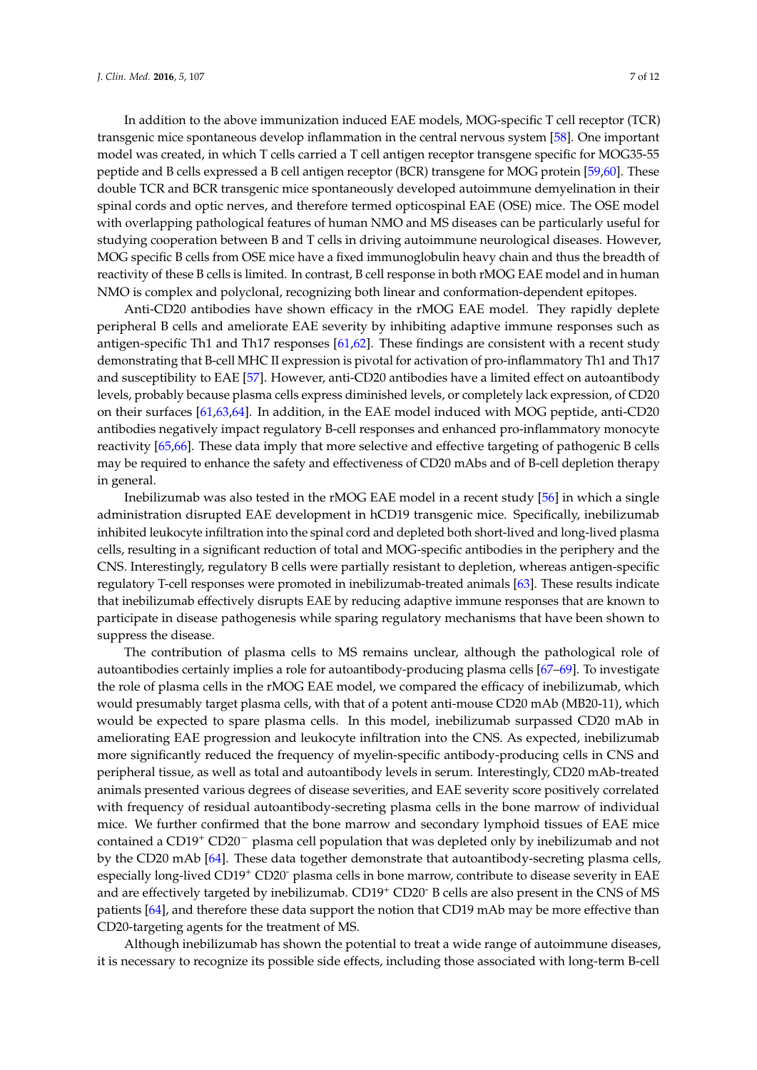In addition to the above immunization induced EAE models, MOG-specific T cell receptor (TCR) transgenic mice spontaneous develop inflammation in the central nervous system [58]. One important model was created, in which T cells carried a T cell antigen receptor transgene specific for MOG35-55 peptide and B cells expressed a B cell antigen receptor (BCR) transgene for MOG protein [59,60]. These double TCR and BCR transgenic mice spontaneously developed autoimmune demyelination in their spinal cords and optic nerves, and therefore termed opticospinal EAE (OSE) mice. The OSE model with overlapping pathological features of human NMO and MS diseases can be particularly useful for studying cooperation between B and T cells in driving autoimmune neurological diseases. However, MOG specific B cells from OSE mice have a fixed immunoglobulin heavy chain and thus the breadth of reactivity of these B cells is limited. In contrast, B cell response in both rMOG EAE model and in human NMO is complex and polyclonal, recognizing both linear and conformation-dependent epitopes.

Anti-CD20 antibodies have shown efficacy in the rMOG EAE model. They rapidly deplete peripheral B cells and ameliorate EAE severity by inhibiting adaptive immune responses such as antigen-specific Th1 and Th17 responses [61,62]. These findings are consistent with a recent study demonstrating that B-cell MHC II expression is pivotal for activation of pro-inflammatory Th1 and Th17 and susceptibility to EAE [57]. However, anti-CD20 antibodies have a limited effect on autoantibody levels, probably because plasma cells express diminished levels, or completely lack expression, of CD20 on their surfaces [61,63,64]. In addition, in the EAE model induced with MOG peptide, anti-CD20 antibodies negatively impact regulatory B-cell responses and enhanced pro-inflammatory monocyte reactivity [65,66]. These data imply that more selective and effective targeting of pathogenic B cells may be required to enhance the safety and effectiveness of CD20 mAbs and of B-cell depletion therapy in general.

Inebilizumab was also tested in the rMOG EAE model in a recent study [56] in which a single administration disrupted EAE development in hCD19 transgenic mice. Specifically, inebilizumab inhibited leukocyte infiltration into the spinal cord and depleted both short-lived and long-lived plasma cells, resulting in a significant reduction of total and MOG-specific antibodies in the periphery and the CNS. Interestingly, regulatory B cells were partially resistant to depletion, whereas antigen-specific regulatory T-cell responses were promoted in inebilizumab-treated animals [63]. These results indicate that inebilizumab effectively disrupts EAE by reducing adaptive immune responses that are known to participate in disease pathogenesis while sparing regulatory mechanisms that have been shown to suppress the disease.

The contribution of plasma cells to MS remains unclear, although the pathological role of autoantibodies certainly implies a role for autoantibody-producing plasma cells [67–69]. To investigate the role of plasma cells in the rMOG EAE model, we compared the efficacy of inebilizumab, which would presumably target plasma cells, with that of a potent anti-mouse CD20 mAb (MB20-11), which would be expected to spare plasma cells. In this model, inebilizumab surpassed CD20 mAb in ameliorating EAE progression and leukocyte infiltration into the CNS. As expected, inebilizumab more significantly reduced the frequency of myelin-specific antibody-producing cells in CNS and peripheral tissue, as well as total and autoantibody levels in serum. Interestingly, CD20 mAb-treated animals presented various degrees of disease severities, and EAE severity score positively correlated with frequency of residual autoantibody-secreting plasma cells in the bone marrow of individual mice. We further confirmed that the bone marrow and secondary lymphoid tissues of EAE mice contained a $CD19^{+}$ $CD20^{-}$ plasma cell population that was depleted only by inebilizumab and not by the CD20 mAb [64]. These data together demonstrate that autoantibody-secreting plasma cells, especially long-lived $CD19^{+}$ $CD20^{-}$ plasma cells in bone marrow, contribute to disease severity in EAE and are effectively targeted by inebilizumab. $CD19^{+}$ $CD20^{-}$ B cells are also present in the CNS of MS patients [64], and therefore these data support the notion that CD19 mAb may be more effective than CD20-targeting agents for the treatment of MS.

Although inebilizumab has shown the potential to treat a wide range of autoimmune diseases, it is necessary to recognize its possible side effects, including those associated with long-term B-cell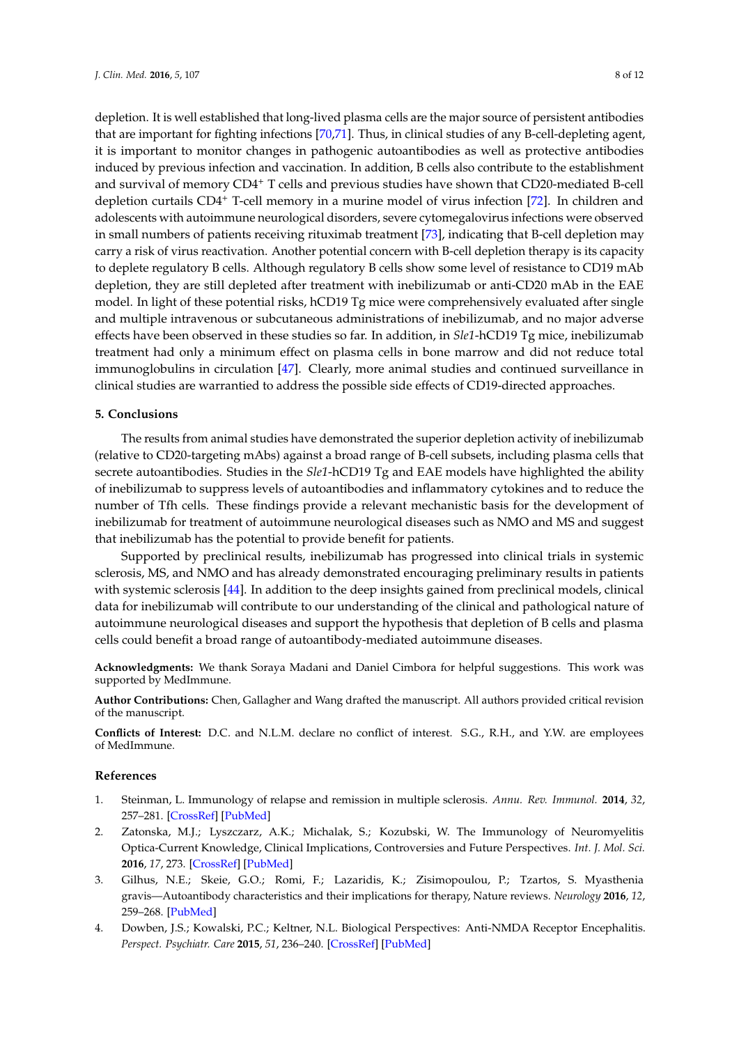depletion. It is well established that long-lived plasma cells are the major source of persistent antibodies that are important for fighting infections [70,71]. Thus, in clinical studies of any B-cell-depleting agent, it is important to monitor changes in pathogenic autoantibodies as well as protective antibodies induced by previous infection and vaccination. In addition, B cells also contribute to the establishment and survival of memory $CD4^+$ T cells and previous studies have shown that CD20-mediated B-cell depletion curtails $CD4^+$ T-cell memory in a murine model of virus infection [72]. In children and adolescents with autoimmune neurological disorders, severe cytomegalovirus infections were observed in small numbers of patients receiving rituximab treatment [73], indicating that B-cell depletion may carry a risk of virus reactivation. Another potential concern with B-cell depletion therapy is its capacity to deplete regulatory B cells. Although regulatory B cells show some level of resistance to CD19 mAb depletion, they are still depleted after treatment with inebilizumab or anti-CD20 mAb in the EAE model. In light of these potential risks, hCD19 Tg mice were comprehensively evaluated after single and multiple intravenous or subcutaneous administrations of inebilizumab, and no major adverse effects have been observed in these studies so far. In addition, in *Sle1*-hCD19 Tg mice, inebilizumab treatment had only a minimum effect on plasma cells in bone marrow and did not reduce total immunoglobulins in circulation [47]. Clearly, more animal studies and continued surveillance in clinical studies are warrantied to address the possible side effects of CD19-directed approaches.

## 5. Conclusions

The results from animal studies have demonstrated the superior depletion activity of inebilizumab (relative to CD20-targeting mAbs) against a broad range of B-cell subsets, including plasma cells that secrete autoantibodies. Studies in the *Sle1*-hCD19 Tg and EAE models have highlighted the ability of inebilizumab to suppress levels of autoantibodies and inflammatory cytokines and to reduce the number of Tfh cells. These findings provide a relevant mechanistic basis for the development of inebilizumab for treatment of autoimmune neurological diseases such as NMO and MS and suggest that inebilizumab has the potential to provide benefit for patients.

Supported by preclinical results, inebilizumab has progressed into clinical trials in systemic sclerosis, MS, and NMO and has already demonstrated encouraging preliminary results in patients with systemic sclerosis [44]. In addition to the deep insights gained from preclinical models, clinical data for inebilizumab will contribute to our understanding of the clinical and pathological nature of autoimmune neurological diseases and support the hypothesis that depletion of B cells and plasma cells could benefit a broad range of autoantibody-mediated autoimmune diseases.

**Acknowledgments:** We thank Soraya Madani and Daniel Cimbora for helpful suggestions. This work was supported by MedImmune.

**Author Contributions:** Chen, Gallagher and Wang drafted the manuscript. All authors provided critical revision of the manuscript.

**Conflicts of Interest:** D.C. and N.L.M. declare no conflict of interest. S.G., R.H., and Y.W. are employees of MedImmune.

## References

1. Steinman, L. Immunology of relapse and remission in multiple sclerosis. *Annu. Rev. Immunol.* **2014**, *32*, 257–281. [CrossRef] [PubMed]
2. Zatonska, M.J.; Lyszczarz, A.K.; Michalak, S.; Kozubski, W. The Immunology of Neuromyelitis Optica-Current Knowledge, Clinical Implications, Controversies and Future Perspectives. *Int. J. Mol. Sci.* **2016**, *17*, 273. [CrossRef] [PubMed]
3. Gilhus, N.E.; Skeie, G.O.; Romi, F.; Lazaridis, K.; Zisimopoulou, P.; Tzartos, S. Myasthenia gravis—Autoantibody characteristics and their implications for therapy, Nature reviews. *Neurology* **2016**, *12*, 259–268. [PubMed]
4. Dowben, J.S.; Kowalski, P.C.; Keltner, N.L. Biological Perspectives: Anti-NMDA Receptor Encephalitis. *Perspect. Psychiatr. Care* **2015**, *51*, 236–240. [CrossRef] [PubMed]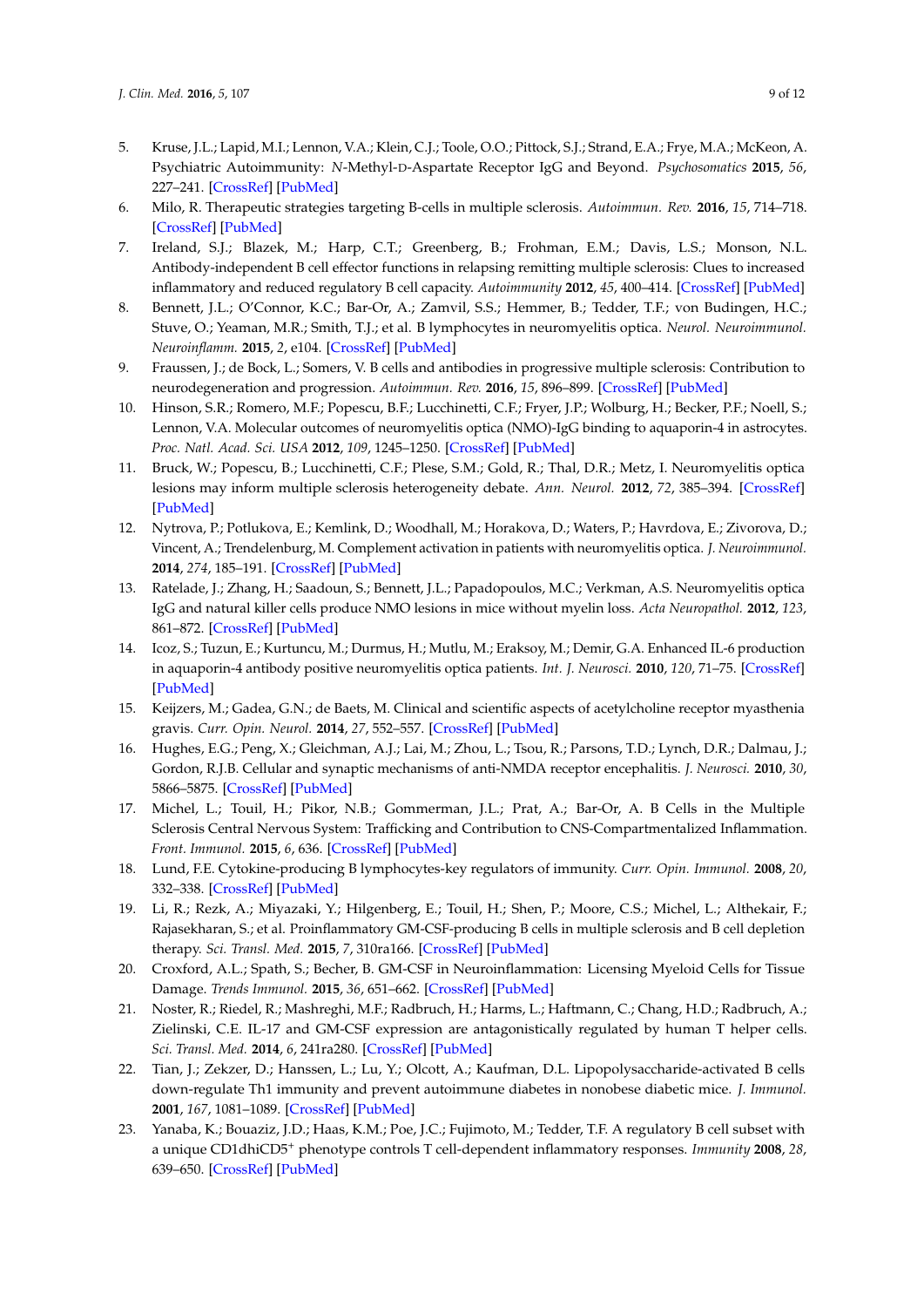5. Kruse, J.L.; Lapid, M.I.; Lennon, V.A.; Klein, C.J.; Toole, O.O.; Pittock, S.J.; Strand, E.A.; Frye, M.A.; McKeon, A. Psychiatric Autoimmunity: *N*-Methyl-D-Aspartate Receptor IgG and Beyond. *Psychosomatics* **2015**, *56*, 227–241. [CrossRef] [PubMed]
6. Milo, R. Therapeutic strategies targeting B-cells in multiple sclerosis. *Autoimmun. Rev.* **2016**, *15*, 714–718. [CrossRef] [PubMed]
7. Ireland, S.J.; Blazek, M.; Harp, C.T.; Greenberg, B.; Frohman, E.M.; Davis, L.S.; Monson, N.L. Antibody-independent B cell effector functions in relapsing remitting multiple sclerosis: Clues to increased inflammatory and reduced regulatory B cell capacity. *Autoimmunity* **2012**, *45*, 400–414. [CrossRef] [PubMed]
8. Bennett, J.L.; O'Connor, K.C.; Bar-Or, A.; Zamvil, S.S.; Hemmer, B.; Tedder, T.F.; von Budingen, H.C.; Stuve, O.; Yeaman, M.R.; Smith, T.J.; et al. B lymphocytes in neuromyelitis optica. *Neurol. Neuroimmunol. Neuroinflamm.* **2015**, *2*, e104. [CrossRef] [PubMed]
9. Fraussen, J.; de Bock, L.; Somers, V. B cells and antibodies in progressive multiple sclerosis: Contribution to neurodegeneration and progression. *Autoimmun. Rev.* **2016**, *15*, 896–899. [CrossRef] [PubMed]
10. Hinson, S.R.; Romero, M.F.; Popescu, B.F.; Lucchinetti, C.F.; Fryer, J.P.; Wolburg, H.; Becker, P.F.; Noell, S.; Lennon, V.A. Molecular outcomes of neuromyelitis optica (NMO)-IgG binding to aquaporin-4 in astrocytes. *Proc. Natl. Acad. Sci. USA* **2012**, *109*, 1245–1250. [CrossRef] [PubMed]
11. Bruck, W.; Popescu, B.; Lucchinetti, C.F.; Plese, S.M.; Gold, R.; Thal, D.R.; Metz, I. Neuromyelitis optica lesions may inform multiple sclerosis heterogeneity debate. *Ann. Neurol.* **2012**, *72*, 385–394. [CrossRef] [PubMed]
12. Nytrova, P.; Potlukova, E.; Kemlink, D.; Woodhall, M.; Horakova, D.; Waters, P.; Havrdova, E.; Zivorova, D.; Vincent, A.; Trendelenburg, M. Complement activation in patients with neuromyelitis optica. *J. Neuroimmunol.* **2014**, *274*, 185–191. [CrossRef] [PubMed]
13. Ratelade, J.; Zhang, H.; Saadoun, S.; Bennett, J.L.; Papadopoulos, M.C.; Verkman, A.S. Neuromyelitis optica IgG and natural killer cells produce NMO lesions in mice without myelin loss. *Acta Neuropathol.* **2012**, *123*, 861–872. [CrossRef] [PubMed]
14. Icoz, S.; Tuzun, E.; Kurtuncu, M.; Durmus, H.; Mutlu, M.; Eraksoy, M.; Demir, G.A. Enhanced IL-6 production in aquaporin-4 antibody positive neuromyelitis optica patients. *Int. J. Neurosci.* **2010**, *120*, 71–75. [CrossRef] [PubMed]
15. Keijzers, M.; Gadea, G.N.; de Baets, M. Clinical and scientific aspects of acetylcholine receptor myasthenia gravis. *Curr. Opin. Neurol.* **2014**, *27*, 552–557. [CrossRef] [PubMed]
16. Hughes, E.G.; Peng, X.; Gleichman, A.J.; Lai, M.; Zhou, L.; Tsou, R.; Parsons, T.D.; Lynch, D.R.; Dalmau, J.; Gordon, R.J.B. Cellular and synaptic mechanisms of anti-NMDA receptor encephalitis. *J. Neurosci.* **2010**, *30*, 5866–5875. [CrossRef] [PubMed]
17. Michel, L.; Touil, H.; Pikor, N.B.; Gommerman, J.L.; Prat, A.; Bar-Or, A. B Cells in the Multiple Sclerosis Central Nervous System: Trafficking and Contribution to CNS-Compartmentalized Inflammation. *Front. Immunol.* **2015**, *6*, 636. [CrossRef] [PubMed]
18. Lund, F.E. Cytokine-producing B lymphocytes-key regulators of immunity. *Curr. Opin. Immunol.* **2008**, *20*, 332–338. [CrossRef] [PubMed]
19. Li, R.; Rezk, A.; Miyazaki, Y.; Hilgenberg, E.; Touil, H.; Shen, P.; Moore, C.S.; Michel, L.; Althekair, F.; Rajasekharan, S.; et al. Proinflammatory GM-CSF-producing B cells in multiple sclerosis and B cell depletion therapy. *Sci. Transl. Med.* **2015**, *7*, 310ra166. [CrossRef] [PubMed]
20. Croxford, A.L.; Spath, S.; Becher, B. GM-CSF in Neuroinflammation: Licensing Myeloid Cells for Tissue Damage. *Trends Immunol.* **2015**, *36*, 651–662. [CrossRef] [PubMed]
21. Noster, R.; Riedel, R.; Mashreghi, M.F.; Radbruch, H.; Harms, L.; Haftmann, C.; Chang, H.D.; Radbruch, A.; Zielinski, C.E. IL-17 and GM-CSF expression are antagonistically regulated by human T helper cells. *Sci. Transl. Med.* **2014**, *6*, 241ra280. [CrossRef] [PubMed]
22. Tian, J.; Zekzer, D.; Hanssen, L.; Lu, Y.; Olcott, A.; Kaufman, D.L. Lipopolysaccharide-activated B cells down-regulate Th1 immunity and prevent autoimmune diabetes in nonobese diabetic mice. *J. Immunol.* **2001**, *167*, 1081–1089. [CrossRef] [PubMed]
23. Yanaba, K.; Bouaziz, J.D.; Haas, K.M.; Poe, J.C.; Fujimoto, M.; Tedder, T.F. A regulatory B cell subset with a unique CD1dhiCD5$^+$ phenotype controls T cell-dependent inflammatory responses. *Immunity* **2008**, *28*, 639–650. [CrossRef] [PubMed]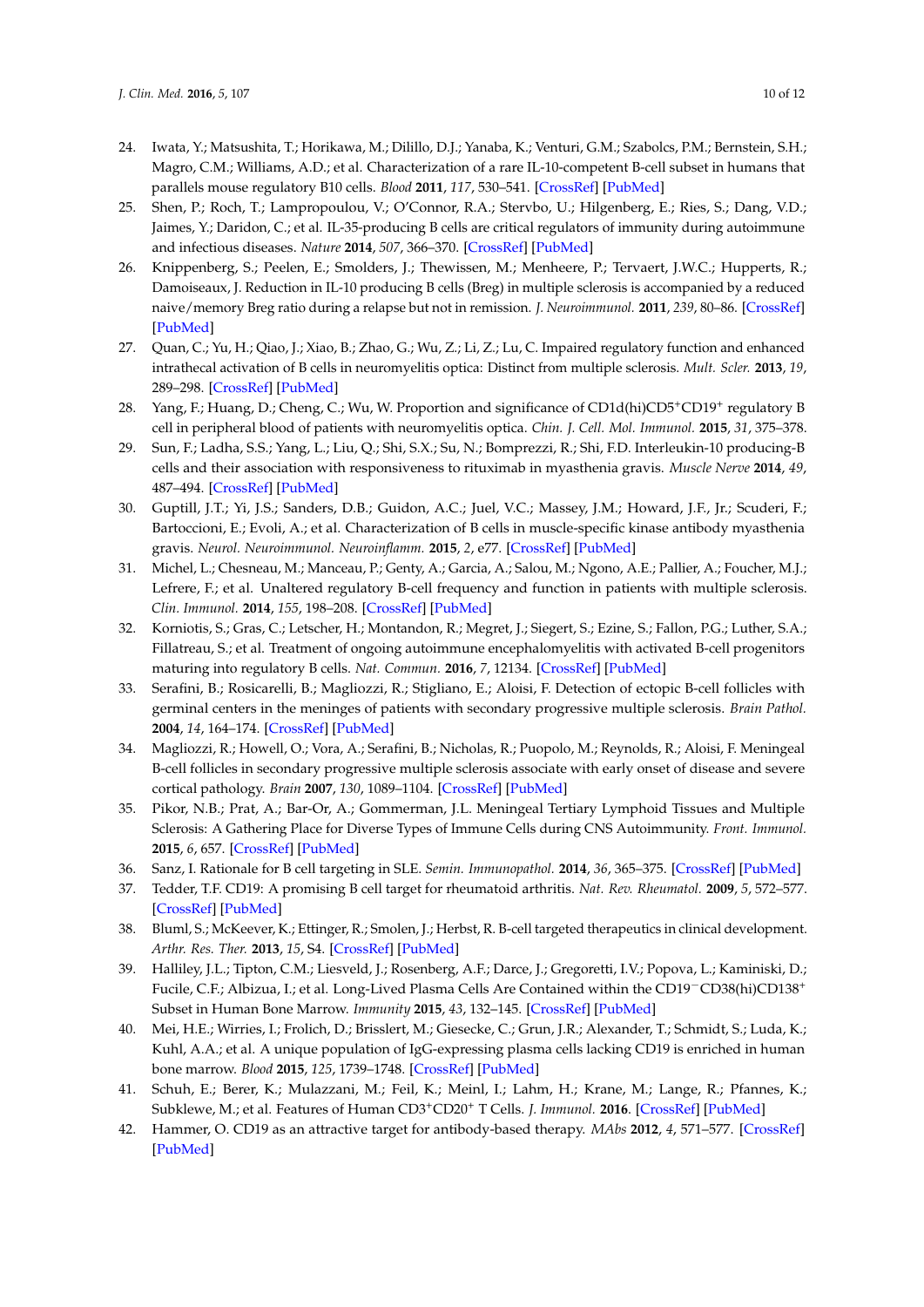24. Iwata, Y.; Matsushita, T.; Horikawa, M.; Dilillo, D.J.; Yanaba, K.; Venturi, G.M.; Szabolcs, P.M.; Bernstein, S.H.; Magro, C.M.; Williams, A.D.; et al. Characterization of a rare IL-10-competent B-cell subset in humans that parallels mouse regulatory B10 cells. *Blood* **2011**, *117*, 530–541. [CrossRef] [PubMed]
25. Shen, P.; Roch, T.; Lampropoulou, V.; O'Connor, R.A.; Stervbo, U.; Hilgenberg, E.; Ries, S.; Dang, V.D.; Jaimes, Y.; Daridon, C.; et al. IL-35-producing B cells are critical regulators of immunity during autoimmune and infectious diseases. *Nature* **2014**, *507*, 366–370. [CrossRef] [PubMed]
26. Knippenberg, S.; Peelen, E.; Smolders, J.; Thewissen, M.; Menheere, P.; Tervaert, J.W.C.; Hupperts, R.; Damoiseaux, J. Reduction in IL-10 producing B cells (Breg) in multiple sclerosis is accompanied by a reduced naive/memory Breg ratio during a relapse but not in remission. *J. Neuroimmunol.* **2011**, *239*, 80–86. [CrossRef] [PubMed]
27. Quan, C.; Yu, H.; Qiao, J.; Xiao, B.; Zhao, G.; Wu, Z.; Li, Z.; Lu, C. Impaired regulatory function and enhanced intrathecal activation of B cells in neuromyelitis optica: Distinct from multiple sclerosis. *Mult. Scler.* **2013**, *19*, 289–298. [CrossRef] [PubMed]
28. Yang, F.; Huang, D.; Cheng, C.; Wu, W. Proportion and significance of CD1d(hi)CD5$^+$CD19$^+$ regulatory B cell in peripheral blood of patients with neuromyelitis optica. *Chin. J. Cell. Mol. Immunol.* **2015**, *31*, 375–378.
29. Sun, F.; Ladha, S.S.; Yang, L.; Liu, Q.; Shi, S.X.; Su, N.; Bomprezzi, R.; Shi, F.D. Interleukin-10 producing-B cells and their association with responsiveness to rituximab in myasthenia gravis. *Muscle Nerve* **2014**, *49*, 487–494. [CrossRef] [PubMed]
30. Guptill, J.T.; Yi, J.S.; Sanders, D.B.; Guidon, A.C.; Juel, V.C.; Massey, J.M.; Howard, J.F., Jr.; Scuderi, F.; Bartoccioni, E.; Evoli, A.; et al. Characterization of B cells in muscle-specific kinase antibody myasthenia gravis. *Neurol. Neuroimmunol. Neuroinflamm.* **2015**, *2*, e77. [CrossRef] [PubMed]
31. Michel, L.; Chesneau, M.; Manceau, P.; Genty, A.; Garcia, A.; Salou, M.; Ngono, A.E.; Pallier, A.; Foucher, M.J.; Lefrere, F.; et al. Unaltered regulatory B-cell frequency and function in patients with multiple sclerosis. *Clin. Immunol.* **2014**, *155*, 198–208. [CrossRef] [PubMed]
32. Korniotis, S.; Gras, C.; Letscher, H.; Montandon, R.; Megret, J.; Siegert, S.; Ezine, S.; Fallon, P.G.; Luther, S.A.; Fillatreau, S.; et al. Treatment of ongoing autoimmune encephalomyelitis with activated B-cell progenitors maturing into regulatory B cells. *Nat. Commun.* **2016**, *7*, 12134. [CrossRef] [PubMed]
33. Serafini, B.; Rosicarelli, B.; Magliozzi, R.; Stigliano, E.; Aloisi, F. Detection of ectopic B-cell follicles with germinal centers in the meninges of patients with secondary progressive multiple sclerosis. *Brain Pathol.* **2004**, *14*, 164–174. [CrossRef] [PubMed]
34. Magliozzi, R.; Howell, O.; Vora, A.; Serafini, B.; Nicholas, R.; Puopolo, M.; Reynolds, R.; Aloisi, F. Meningeal B-cell follicles in secondary progressive multiple sclerosis associate with early onset of disease and severe cortical pathology. *Brain* **2007**, *130*, 1089–1104. [CrossRef] [PubMed]
35. Pikor, N.B.; Prat, A.; Bar-Or, A.; Gommerman, J.L. Meningeal Tertiary Lymphoid Tissues and Multiple Sclerosis: A Gathering Place for Diverse Types of Immune Cells during CNS Autoimmunity. *Front. Immunol.* **2015**, *6*, 657. [CrossRef] [PubMed]
36. Sanz, I. Rationale for B cell targeting in SLE. *Semin. Immunopathol.* **2014**, *36*, 365–375. [CrossRef] [PubMed]
37. Tedder, T.F. CD19: A promising B cell target for rheumatoid arthritis. *Nat. Rev. Rheumatol.* **2009**, *5*, 572–577. [CrossRef] [PubMed]
38. Bluml, S.; McKeever, K.; Ettinger, R.; Smolen, J.; Herbst, R. B-cell targeted therapeutics in clinical development. *Arthr. Res. Ther.* **2013**, *15*, S4. [CrossRef] [PubMed]
39. Halliley, J.L.; Tipton, C.M.; Liesveld, J.; Rosenberg, A.F.; Darce, J.; Gregoretti, I.V.; Popova, L.; Kaminiski, D.; Fucile, C.F.; Albizua, I.; et al. Long-Lived Plasma Cells Are Contained within the CD19$^-$CD38(hi)CD138$^+$ Subset in Human Bone Marrow. *Immunity* **2015**, *43*, 132–145. [CrossRef] [PubMed]
40. Mei, H.E.; Wirries, I.; Frolich, D.; Brisslert, M.; Giesecke, C.; Grun, J.R.; Alexander, T.; Schmidt, S.; Luda, K.; Kuhl, A.A.; et al. A unique population of IgG-expressing plasma cells lacking CD19 is enriched in human bone marrow. *Blood* **2015**, *125*, 1739–1748. [CrossRef] [PubMed]
41. Schuh, E.; Berer, K.; Mulazzani, M.; Feil, K.; Meinl, I.; Lahm, H.; Krane, M.; Lange, R.; Pfannes, K.; Subklewe, M.; et al. Features of Human CD3$^+$CD20$^+$ T Cells. *J. Immunol.* **2016**. [CrossRef] [PubMed]
42. Hammer, O. CD19 as an attractive target for antibody-based therapy. *MAbs* **2012**, *4*, 571–577. [CrossRef] [PubMed]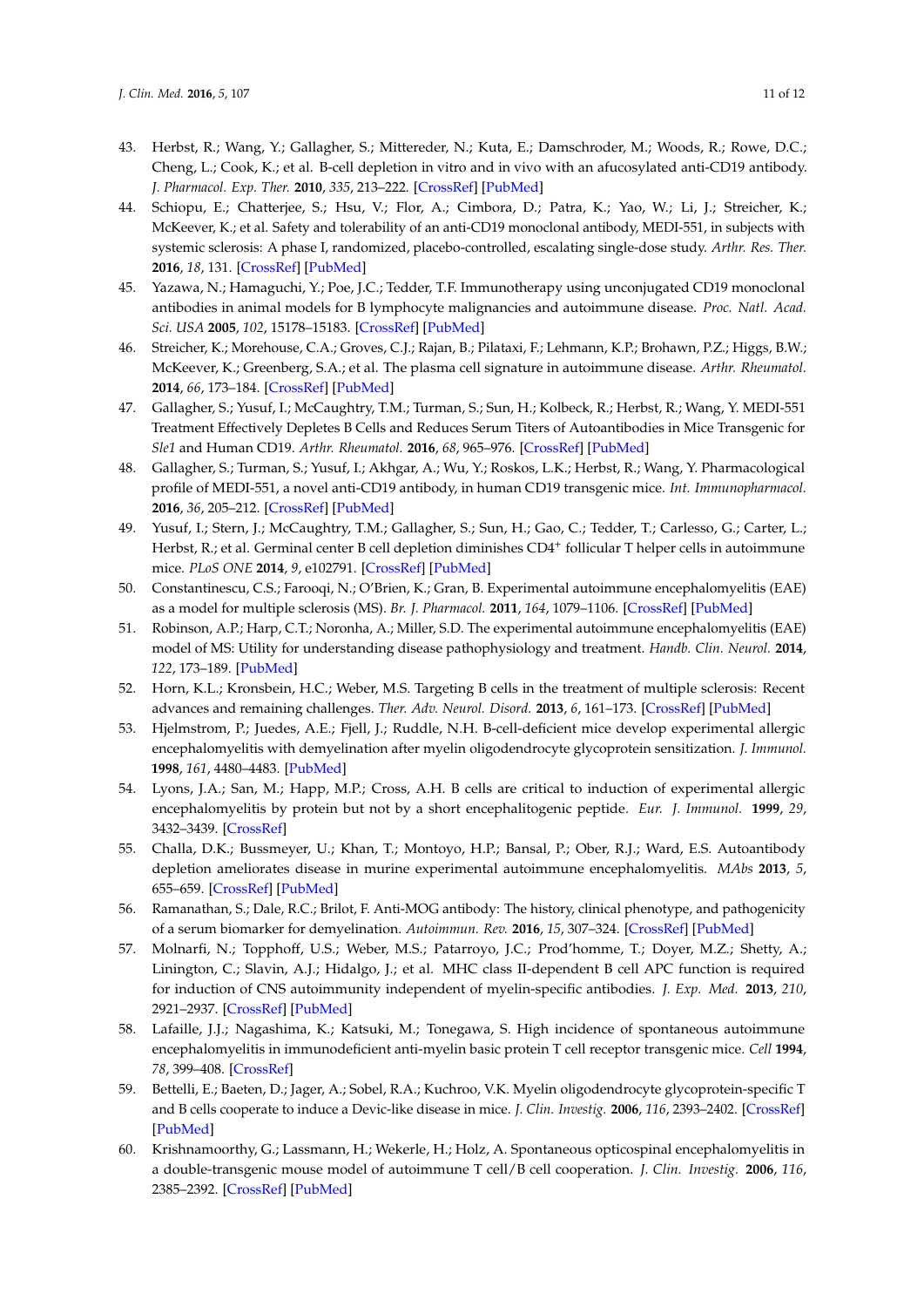43. Herbst, R.; Wang, Y.; Gallagher, S.; Mittereder, N.; Kuta, E.; Damschroder, M.; Woods, R.; Rowe, D.C.; Cheng, L.; Cook, K.; et al. B-cell depletion in vitro and in vivo with an afucosylated anti-CD19 antibody. *J. Pharmacol. Exp. Ther.* **2010**, *335*, 213–222. [CrossRef] [PubMed]
44. Schiopu, E.; Chatterjee, S.; Hsu, V.; Flor, A.; Cimbora, D.; Patra, K.; Yao, W.; Li, J.; Streicher, K.; McKeever, K.; et al. Safety and tolerability of an anti-CD19 monoclonal antibody, MEDI-551, in subjects with systemic sclerosis: A phase I, randomized, placebo-controlled, escalating single-dose study. *Arthr. Res. Ther.* **2016**, *18*, 131. [CrossRef] [PubMed]
45. Yazawa, N.; Hamaguchi, Y.; Poe, J.C.; Tedder, T.F. Immunotherapy using unconjugated CD19 monoclonal antibodies in animal models for B lymphocyte malignancies and autoimmune disease. *Proc. Natl. Acad. Sci. USA* **2005**, *102*, 15178–15183. [CrossRef] [PubMed]
46. Streicher, K.; Morehouse, C.A.; Groves, C.J.; Rajan, B.; Pilataxi, F.; Lehmann, K.P.; Brohawn, P.Z.; Higgs, B.W.; McKeever, K.; Greenberg, S.A.; et al. The plasma cell signature in autoimmune disease. *Arthr. Rheumatol.* **2014**, *66*, 173–184. [CrossRef] [PubMed]
47. Gallagher, S.; Yusuf, I.; McCaughtry, T.M.; Turman, S.; Sun, H.; Kolbeck, R.; Herbst, R.; Wang, Y. MEDI-551 Treatment Effectively Depletes B Cells and Reduces Serum Titers of Autoantibodies in Mice Transgenic for *Sle1* and Human CD19. *Arthr. Rheumatol.* **2016**, *68*, 965–976. [CrossRef] [PubMed]
48. Gallagher, S.; Turman, S.; Yusuf, I.; Akhgar, A.; Wu, Y.; Roskos, L.K.; Herbst, R.; Wang, Y. Pharmacological profile of MEDI-551, a novel anti-CD19 antibody, in human CD19 transgenic mice. *Int. Immunopharmacol.* **2016**, *36*, 205–212. [CrossRef] [PubMed]
49. Yusuf, I.; Stern, J.; McCaughtry, T.M.; Gallagher, S.; Sun, H.; Gao, C.; Tedder, T.; Carlesso, G.; Carter, L.; Herbst, R.; et al. Germinal center B cell depletion diminishes $CD4^{+}$ follicular T helper cells in autoimmune mice. *PLoS ONE* **2014**, *9*, e102791. [CrossRef] [PubMed]
50. Constantinescu, C.S.; Farooqi, N.; O'Brien, K.; Gran, B. Experimental autoimmune encephalomyelitis (EAE) as a model for multiple sclerosis (MS). *Br. J. Pharmacol.* **2011**, *164*, 1079–1106. [CrossRef] [PubMed]
51. Robinson, A.P.; Harp, C.T.; Noronha, A.; Miller, S.D. The experimental autoimmune encephalomyelitis (EAE) model of MS: Utility for understanding disease pathophysiology and treatment. *Handb. Clin. Neurol.* **2014**, *122*, 173–189. [PubMed]
52. Horn, K.L.; Kronsbein, H.C.; Weber, M.S. Targeting B cells in the treatment of multiple sclerosis: Recent advances and remaining challenges. *Ther. Adv. Neurol. Disord.* **2013**, *6*, 161–173. [CrossRef] [PubMed]
53. Hjelmstrom, P.; Juedes, A.E.; Fjell, J.; Ruddle, N.H. B-cell-deficient mice develop experimental allergic encephalomyelitis with demyelination after myelin oligodendrocyte glycoprotein sensitization. *J. Immunol.* **1998**, *161*, 4480–4483. [PubMed]
54. Lyons, J.A.; San, M.; Happ, M.P.; Cross, A.H. B cells are critical to induction of experimental allergic encephalomyelitis by protein but not by a short encephalitogenic peptide. *Eur. J. Immunol.* **1999**, *29*, 3432–3439. [CrossRef]
55. Challa, D.K.; Bussmeyer, U.; Khan, T.; Montoyo, H.P.; Bansal, P.; Ober, R.J.; Ward, E.S. Autoantibody depletion ameliorates disease in murine experimental autoimmune encephalomyelitis. *MAbs* **2013**, *5*, 655–659. [CrossRef] [PubMed]
56. Ramanathan, S.; Dale, R.C.; Brilot, F. Anti-MOG antibody: The history, clinical phenotype, and pathogenicity of a serum biomarker for demyelination. *Autoimmun. Rev.* **2016**, *15*, 307–324. [CrossRef] [PubMed]
57. Molnarfi, N.; Topphoff, U.S.; Weber, M.S.; Patarroyo, J.C.; Prod'homme, T.; Doyer, M.Z.; Shetty, A.; Linington, C.; Slavin, A.J.; Hidalgo, J.; et al. MHC class II-dependent B cell APC function is required for induction of CNS autoimmunity independent of myelin-specific antibodies. *J. Exp. Med.* **2013**, *210*, 2921–2937. [CrossRef] [PubMed]
58. Lafaille, J.J.; Nagashima, K.; Katsuki, M.; Tonegawa, S. High incidence of spontaneous autoimmune encephalomyelitis in immunodeficient anti-myelin basic protein T cell receptor transgenic mice. *Cell* **1994**, *78*, 399–408. [CrossRef]
59. Bettelli, E.; Baeten, D.; Jager, A.; Sobel, R.A.; Kuchroo, V.K. Myelin oligodendrocyte glycoprotein-specific T and B cells cooperate to induce a Devic-like disease in mice. *J. Clin. Investig.* **2006**, *116*, 2393–2402. [CrossRef] [PubMed]
60. Krishnamoorthy, G.; Lassmann, H.; Wekerle, H.; Holz, A. Spontaneous opticospinal encephalomyelitis in a double-transgenic mouse model of autoimmune T cell/B cell cooperation. *J. Clin. Investig.* **2006**, *116*, 2385–2392. [CrossRef] [PubMed]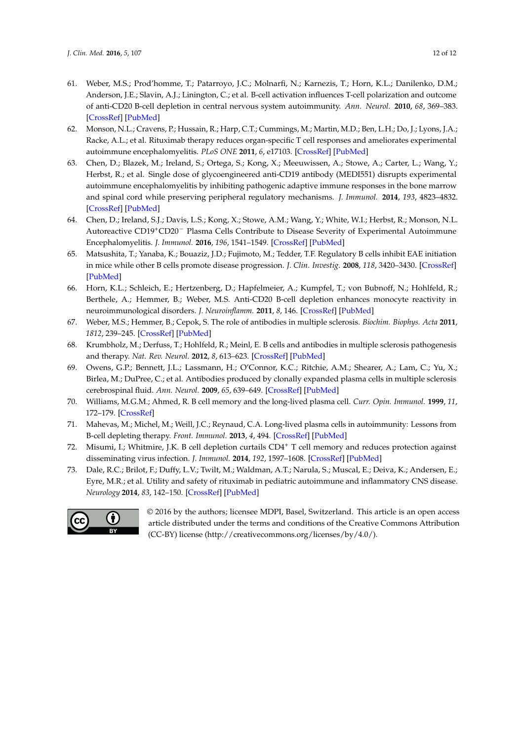61. Weber, M.S.; Prod'homme, T.; Patarroyo, J.C.; Molnarfi, N.; Karnezis, T.; Horn, K.L.; Danilenko, D.M.; Anderson, J.E.; Slavin, A.J.; Linington, C.; et al. B-cell activation influences T-cell polarization and outcome of anti-CD20 B-cell depletion in central nervous system autoimmunity. *Ann. Neurol.* **2010**, *68*, 369–383. [CrossRef] [PubMed]
62. Monson, N.L.; Cravens, P.; Hussain, R.; Harp, C.T.; Cummings, M.; Martin, M.D.; Ben, L.H.; Do, J.; Lyons, J.A.; Racke, A.L.; et al. Rituximab therapy reduces organ-specific T cell responses and ameliorates experimental autoimmune encephalomyelitis. *PLoS ONE* **2011**, *6*, e17103. [CrossRef] [PubMed]
63. Chen, D.; Blazek, M.; Ireland, S.; Ortega, S.; Kong, X.; Meeuwissen, A.; Stowe, A.; Carter, L.; Wang, Y.; Herbst, R.; et al. Single dose of glycoengineered anti-CD19 antibody (MEDI551) disrupts experimental autoimmune encephalomyelitis by inhibiting pathogenic adaptive immune responses in the bone marrow and spinal cord while preserving peripheral regulatory mechanisms. *J. Immunol.* **2014**, *193*, 4823–4832. [CrossRef] [PubMed]
64. Chen, D.; Ireland, S.J.; Davis, L.S.; Kong, X.; Stowe, A.M.; Wang, Y.; White, W.I.; Herbst, R.; Monson, N.L. Autoreactive $CD19^+CD20^-$ Plasma Cells Contribute to Disease Severity of Experimental Autoimmune Encephalomyelitis. *J. Immunol.* **2016**, *196*, 1541–1549. [CrossRef] [PubMed]
65. Matsushita, T.; Yanaba, K.; Bouaziz, J.D.; Fujimoto, M.; Tedder, T.F. Regulatory B cells inhibit EAE initiation in mice while other B cells promote disease progression. *J. Clin. Investig.* **2008**, *118*, 3420–3430. [CrossRef] [PubMed]
66. Horn, K.L.; Schleich, E.; Hertzenberg, D.; Hapfelmeier, A.; Kumpfel, T.; von Bubnoff, N.; Hohlfeld, R.; Berthele, A.; Hemmer, B.; Weber, M.S. Anti-CD20 B-cell depletion enhances monocyte reactivity in neuroimmunological disorders. *J. Neuroinflamm.* **2011**, *8*, 146. [CrossRef] [PubMed]
67. Weber, M.S.; Hemmer, B.; Cepok, S. The role of antibodies in multiple sclerosis. *Biochim. Biophys. Acta* **2011**, *1812*, 239–245. [CrossRef] [PubMed]
68. Krumbholz, M.; Derfuss, T.; Hohlfeld, R.; Meinl, E. B cells and antibodies in multiple sclerosis pathogenesis and therapy. *Nat. Rev. Neurol.* **2012**, *8*, 613–623. [CrossRef] [PubMed]
69. Owens, G.P.; Bennett, J.L.; Lassmann, H.; O'Connor, K.C.; Ritchie, A.M.; Shearer, A.; Lam, C.; Yu, X.; Birlea, M.; DuPree, C.; et al. Antibodies produced by clonally expanded plasma cells in multiple sclerosis cerebrospinal fluid. *Ann. Neurol.* **2009**, *65*, 639–649. [CrossRef] [PubMed]
70. Williams, M.G.M.; Ahmed, R. B cell memory and the long-lived plasma cell. *Curr. Opin. Immunol.* **1999**, *11*, 172–179. [CrossRef]
71. Mahevas, M.; Michel, M.; Weill, J.C.; Reynaud, C.A. Long-lived plasma cells in autoimmunity: Lessons from B-cell depleting therapy. *Front. Immunol.* **2013**, *4*, 494. [CrossRef] [PubMed]
72. Misumi, I.; Whitmire, J.K. B cell depletion curtails $CD4^+$ T cell memory and reduces protection against disseminating virus infection. *J. Immunol.* **2014**, *192*, 1597–1608. [CrossRef] [PubMed]
73. Dale, R.C.; Brilot, F.; Duffy, L.V.; Twilt, M.; Waldman, A.T.; Narula, S.; Muscal, E.; Deiva, K.; Andersen, E.; Eyre, M.R.; et al. Utility and safety of rituximab in pediatric autoimmune and inflammatory CNS disease. *Neurology* **2014**, *83*, 142–150. [CrossRef] [PubMed]

© 2016 by the authors; licensee MDPI, Basel, Switzerland. This article is an open access article distributed under the terms and conditions of the Creative Commons Attribution (CC-BY) license (http://creativecommons.org/licenses/by/4.0/).